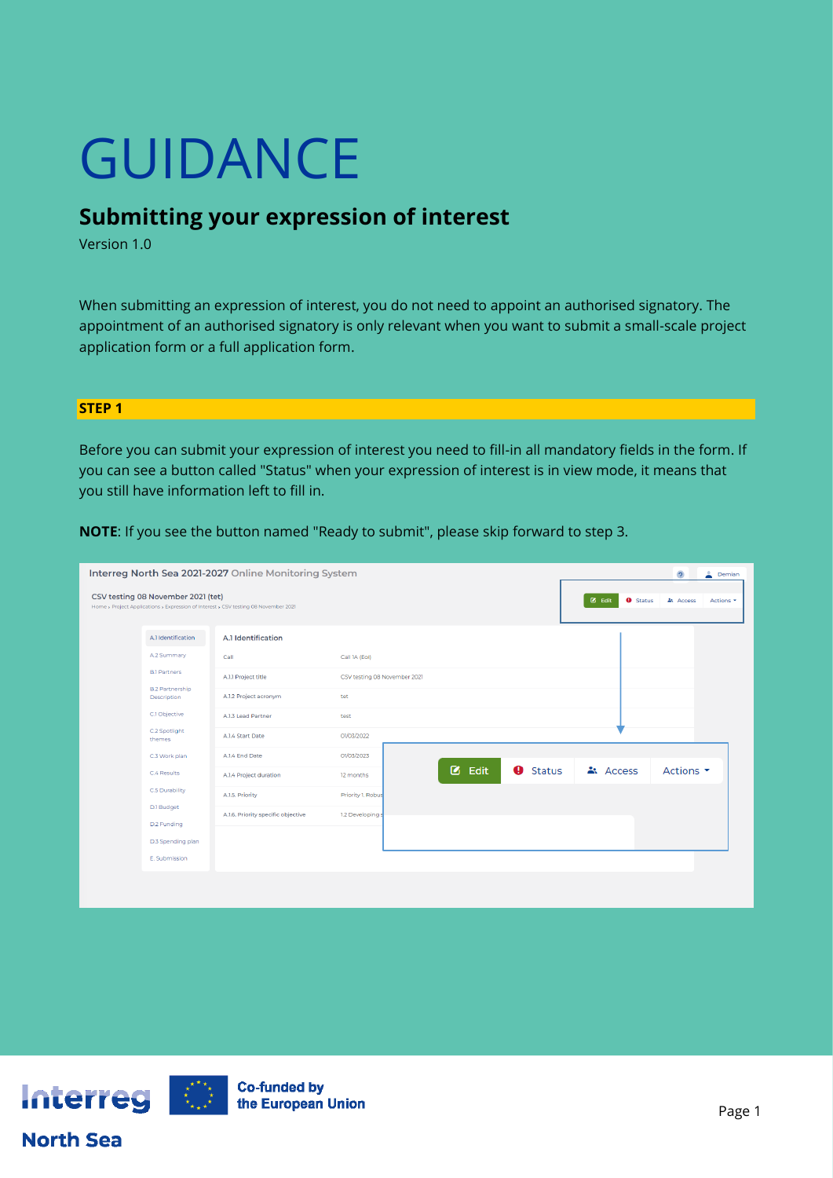# GUIDANCE

## Submitting your expression of interest

Version 1.0

When submitting an expression of interest, you do not need to appoint an authorised signatory. The appointment of an authorised signatory is only relevant when you want to submit a small-scale project application form or a full application form.

### STEP 1

Before you can submit your expression of interest you need to fill-in all mandatory fields in the form. If you can see a button called "Status" when your expression of interest is in view mode, it means that you still have information left to fill in.

**NOTE**: If you see the button named "Ready to submit", please skip forward to step 3.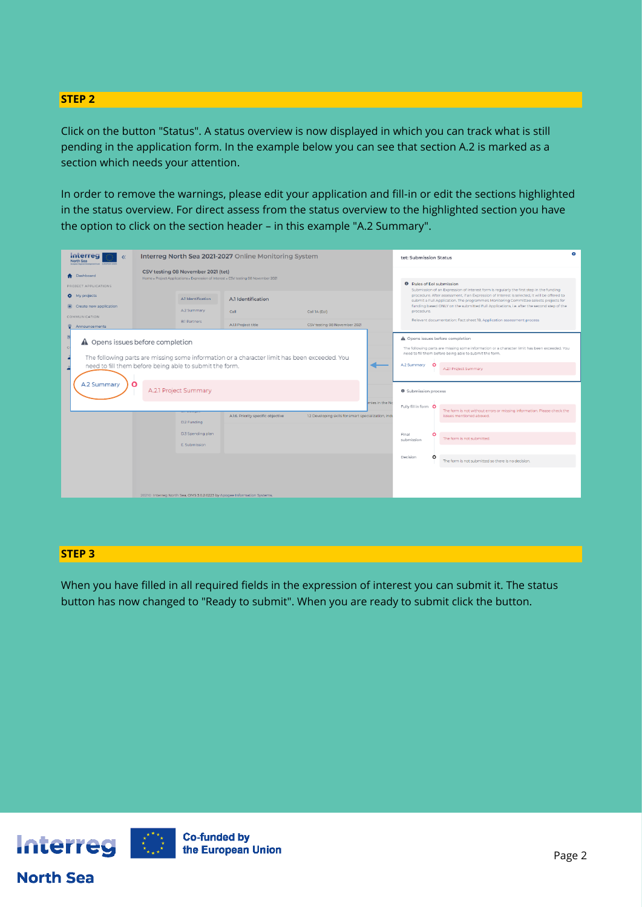## STEP 2

Click on the button "Status". A status overview is now displayed in which you can track what is still pending in the application form. In the example below you can see that section A.2 is marked as a section which needs your attention.

In order to remove the warnings, please edit your application and fill-in or edit the sections highlighted in the status overview. For direct assess from the status overview to the highlighted section you have the option to click on the section header – in this example "A.2 Summary".

## STEP 3

When you have filled in all required fields in the expression of interest you can submit it. The status button has now changed to "Ready to submit". When you are ready to submit click the button.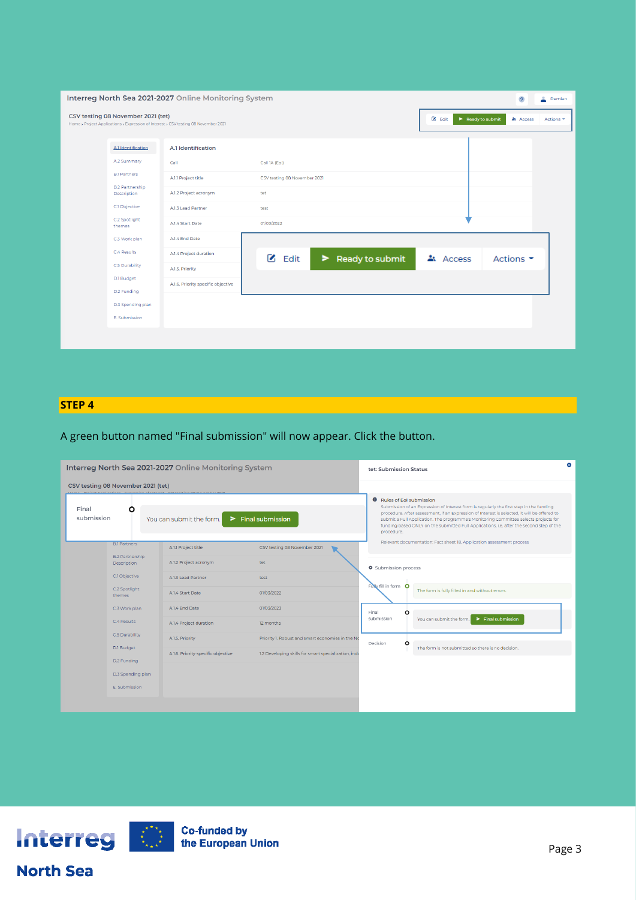## STEP 4

A green button named "Final submission" will now appear. Click the button.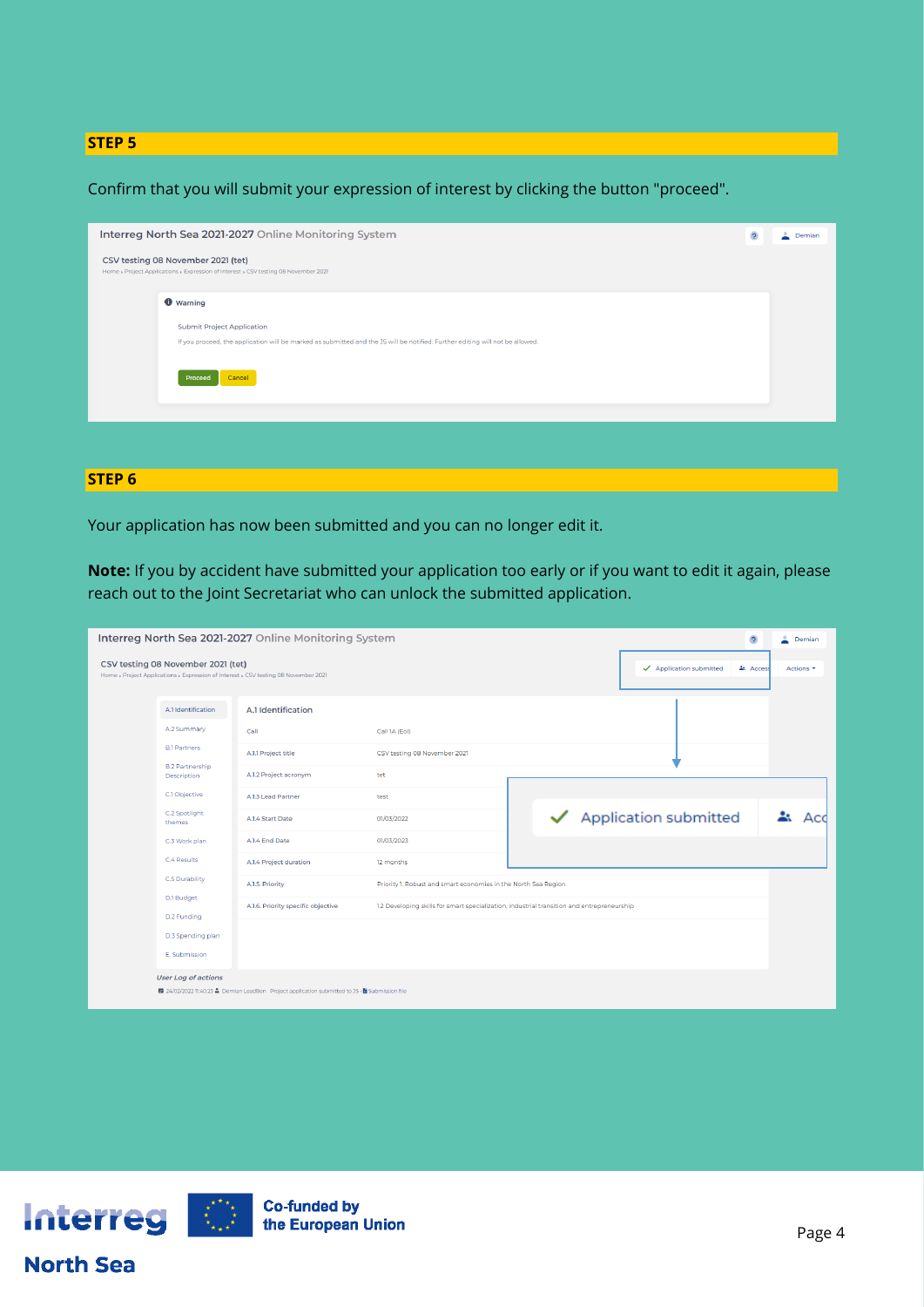## STEP 5

Confirm that you will submit your expression of interest by clicking the button "proceed".

Interreg North Sea 2021-2027 Online Monitoring System

CSV testing 08 November 2021 (tet)

Home › Project Applications › Expression of Interest › CSV testing 08 November 2021

Warning

Submit Project Application

If you proceed, the application will be marked as submitted and the JS will be notified. Further editing will not be allowed.

Proceed Cancel

## STEP 6

Your application has now been submitted and you can no longer edit it.

**Note:** If you by accident have submitted your application too early or if you want to edit it again, please reach out to the Joint Secretariat who can unlock the submitted application.

Interreg North Sea 2021-2027 Online Monitoring System

CSV testing 08 November 2021 (tet)

Home › Project Applications › Expression of Interest › CSV testing 08 November 2021

Application submitted | Access | Actions

A.1 Identification

| | |
|---|---|
| Call | Call 1A (EoI) |
| A.1.1 Project title | CSV testing 08 November 2021 |
| A.1.2 Project acronym | tet |
| A.1.3 Lead Partner | test |
| A.1.4 Start Date | 01/03/2022 |
| A.1.4 End Date | 01/03/2023 |
| A.1.4 Project duration | 12 months |
| A.1.5. Priority | Priority 1. Robust and smart economies in the North Sea Region |
| A.1.6. Priority specific objective | 1.2 Developing skills for smart specialization, industrial transition and entrepreneurship |

A.1 Identification, A.2 Summary, B.1 Partners, B.2 Partnership Description, C.1 Objective, C.2 Spotlight themes, C.3 Work plan, C.4 Results, C.5 Durability, D.1 Budget, D.2 Funding, D.3 Spending plan, E. Submission

Application submitted | Acc

*User Log of actions*

24/02/2022 11:40:23 Demian LeadBen Project application submitted to JS - Submission file

Interreg North Sea

Co-funded by the European Union